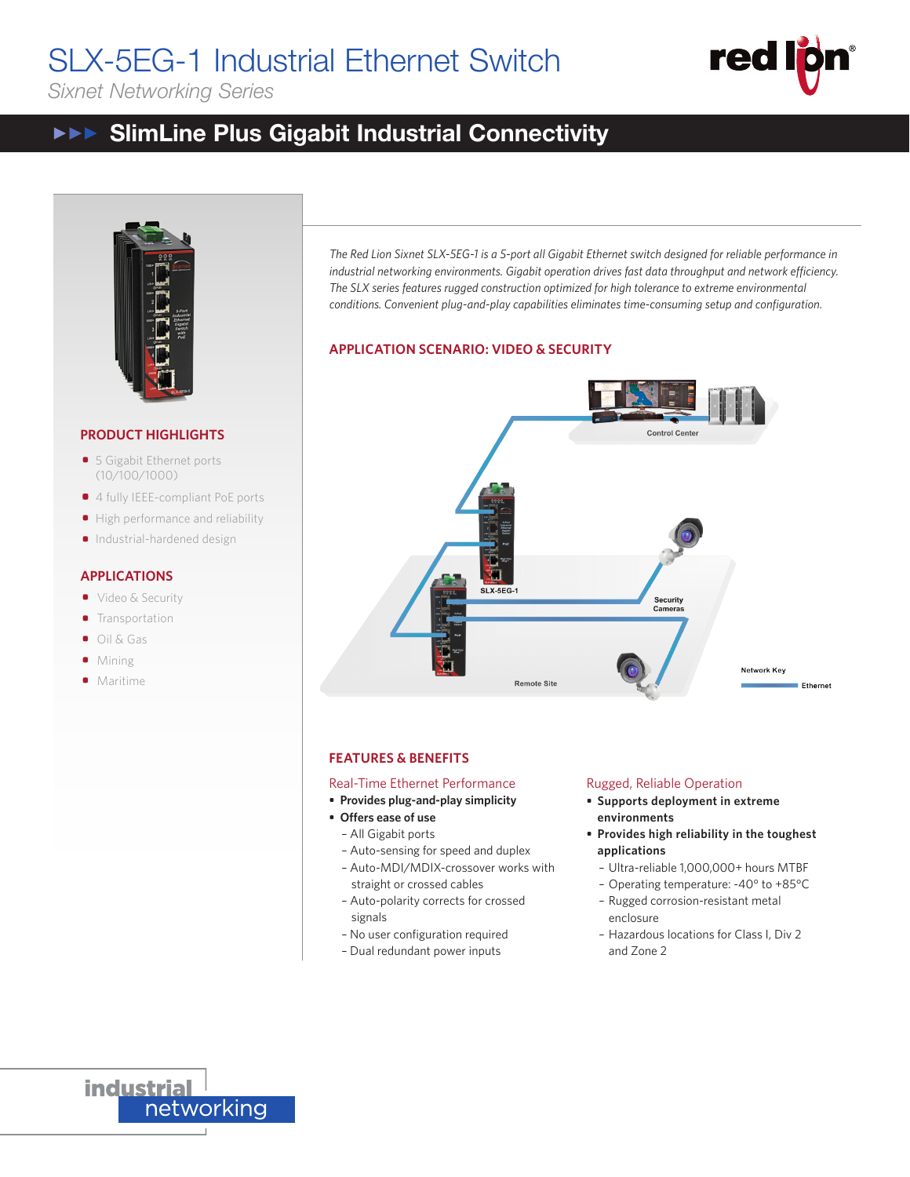# SLX-5EG-1 Industrial Ethernet Switch

*Sixnet Networking Series*

## ▶▶▶ SlimLine Plus Gigabit Industrial Connectivity

### PRODUCT HIGHLIGHTS

- 5 Gigabit Ethernet ports (10/100/1000)
- 4 fully IEEE-compliant PoE ports
- High performance and reliability
- Industrial-hardened design

### APPLICATIONS

- Video & Security
- Transportation
- Oil & Gas
- Mining
- Maritime

*The Red Lion Sixnet SLX-5EG-1 is a 5-port all Gigabit Ethernet switch designed for reliable performance in industrial networking environments. Gigabit operation drives fast data throughput and network efficiency. The SLX series features rugged construction optimized for high tolerance to extreme environmental conditions. Convenient plug-and-play capabilities eliminates time-consuming setup and configuration.*

### APPLICATION SCENARIO: VIDEO & SECURITY

Control Center

SLX-5EG-1

Security Cameras

Remote Site

Network Key

Ethernet

### FEATURES & BENEFITS

#### Real-Time Ethernet Performance

- **Provides plug-and-play simplicity**
- **Offers ease of use**
  - All Gigabit ports
  - Auto-sensing for speed and duplex
  - Auto-MDI/MDIX-crossover works with straight or crossed cables
  - Auto-polarity corrects for crossed signals
  - No user configuration required
  - Dual redundant power inputs

#### Rugged, Reliable Operation

- **Supports deployment in extreme environments**
- **Provides high reliability in the toughest applications**
  - Ultra-reliable 1,000,000+ hours MTBF
  - Operating temperature: -40° to +85°C
  - Rugged corrosion-resistant metal enclosure
  - Hazardous locations for Class I, Div 2 and Zone 2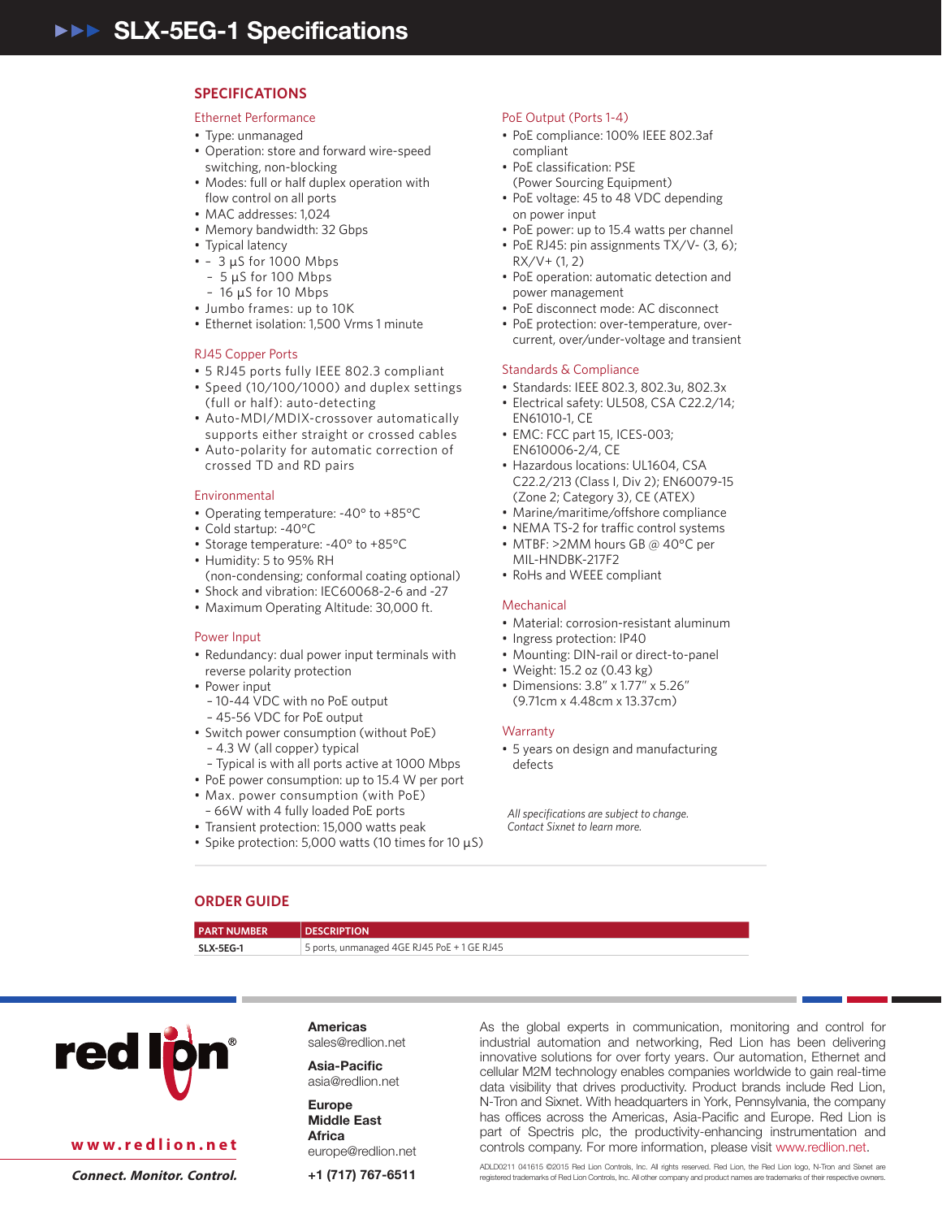# SLX-5EG-1 Specifications

## SPECIFICATIONS

### Ethernet Performance

- Type: unmanaged
- Operation: store and forward wire-speed switching, non-blocking
- Modes: full or half duplex operation with flow control on all ports
- MAC addresses: 1,024
- Memory bandwidth: 32 Gbps
- Typical latency
  - 3 µS for 1000 Mbps
  - 5 µS for 100 Mbps
  - 16 µS for 10 Mbps
- Jumbo frames: up to 10K
- Ethernet isolation: 1,500 Vrms 1 minute

### RJ45 Copper Ports

- 5 RJ45 ports fully IEEE 802.3 compliant
- Speed (10/100/1000) and duplex settings (full or half): auto-detecting
- Auto-MDI/MDIX-crossover automatically supports either straight or crossed cables
- Auto-polarity for automatic correction of crossed TD and RD pairs

### Environmental

- Operating temperature: -40° to +85°C
- Cold startup: -40°C
- Storage temperature: -40° to +85°C
- Humidity: 5 to 95% RH (non-condensing; conformal coating optional)
- Shock and vibration: IEC60068-2-6 and -27
- Maximum Operating Altitude: 30,000 ft.

### Power Input

- Redundancy: dual power input terminals with reverse polarity protection
- Power input
  - 10-44 VDC with no PoE output
  - 45-56 VDC for PoE output
- Switch power consumption (without PoE)
  - 4.3 W (all copper) typical
  - Typical is with all ports active at 1000 Mbps
- PoE power consumption: up to 15.4 W per port
- Max. power consumption (with PoE)
  - 66W with 4 fully loaded PoE ports
- Transient protection: 15,000 watts peak
- Spike protection: 5,000 watts (10 times for 10 µS)

### PoE Output (Ports 1-4)

- PoE compliance: 100% IEEE 802.3af compliant
- PoE classification: PSE (Power Sourcing Equipment)
- PoE voltage: 45 to 48 VDC depending on power input
- PoE power: up to 15.4 watts per channel
- PoE RJ45: pin assignments TX/V- (3, 6); RX/V+ (1, 2)
- PoE operation: automatic detection and power management
- PoE disconnect mode: AC disconnect
- PoE protection: over-temperature, over-current, over/under-voltage and transient

### Standards & Compliance

- Standards: IEEE 802.3, 802.3u, 802.3x
- Electrical safety: UL508, CSA C22.2/14; EN61010-1, CE
- EMC: FCC part 15, ICES-003; EN610006-2/4, CE
- Hazardous locations: UL1604, CSA C22.2/213 (Class I, Div 2); EN60079-15 (Zone 2; Category 3), CE (ATEX)
- Marine/maritime/offshore compliance
- NEMA TS-2 for traffic control systems
- MTBF: >2MM hours GB @ 40°C per MIL-HNDBK-217F2
- RoHs and WEEE compliant

### Mechanical

- Material: corrosion-resistant aluminum
- Ingress protection: IP40
- Mounting: DIN-rail or direct-to-panel
- Weight: 15.2 oz (0.43 kg)
- Dimensions: 3.8" x 1.77" x 5.26" (9.71cm x 4.48cm x 13.37cm)

### Warranty

- 5 years on design and manufacturing defects

*All specifications are subject to change. Contact Sixnet to learn more.*

## ORDER GUIDE

| PART NUMBER | DESCRIPTION |
|---|---|
| **SLX-5EG-1** | 5 ports, unmanaged 4GE RJ45 PoE + 1 GE RJ45 |

red lion®

www.redlion.net

**Connect. Monitor. Control.**

**Americas**
sales@redlion.net

**Asia-Pacific**
asia@redlion.net

**Europe**
**Middle East**
**Africa**
europe@redlion.net

**+1 (717) 767-6511**

As the global experts in communication, monitoring and control for industrial automation and networking, Red Lion has been delivering innovative solutions for over forty years. Our automation, Ethernet and cellular M2M technology enables companies worldwide to gain real-time data visibility that drives productivity. Product brands include Red Lion, N-Tron and Sixnet. With headquarters in York, Pennsylvania, the company has offices across the Americas, Asia-Pacific and Europe. Red Lion is part of Spectris plc, the productivity-enhancing instrumentation and controls company. For more information, please visit www.redlion.net.

ADLD0211 041615 ©2015 Red Lion Controls, Inc. All rights reserved. Red Lion, the Red Lion logo, N-Tron and Sixnet are registered trademarks of Red Lion Controls, Inc. All other company and product names are trademarks of their respective owners.